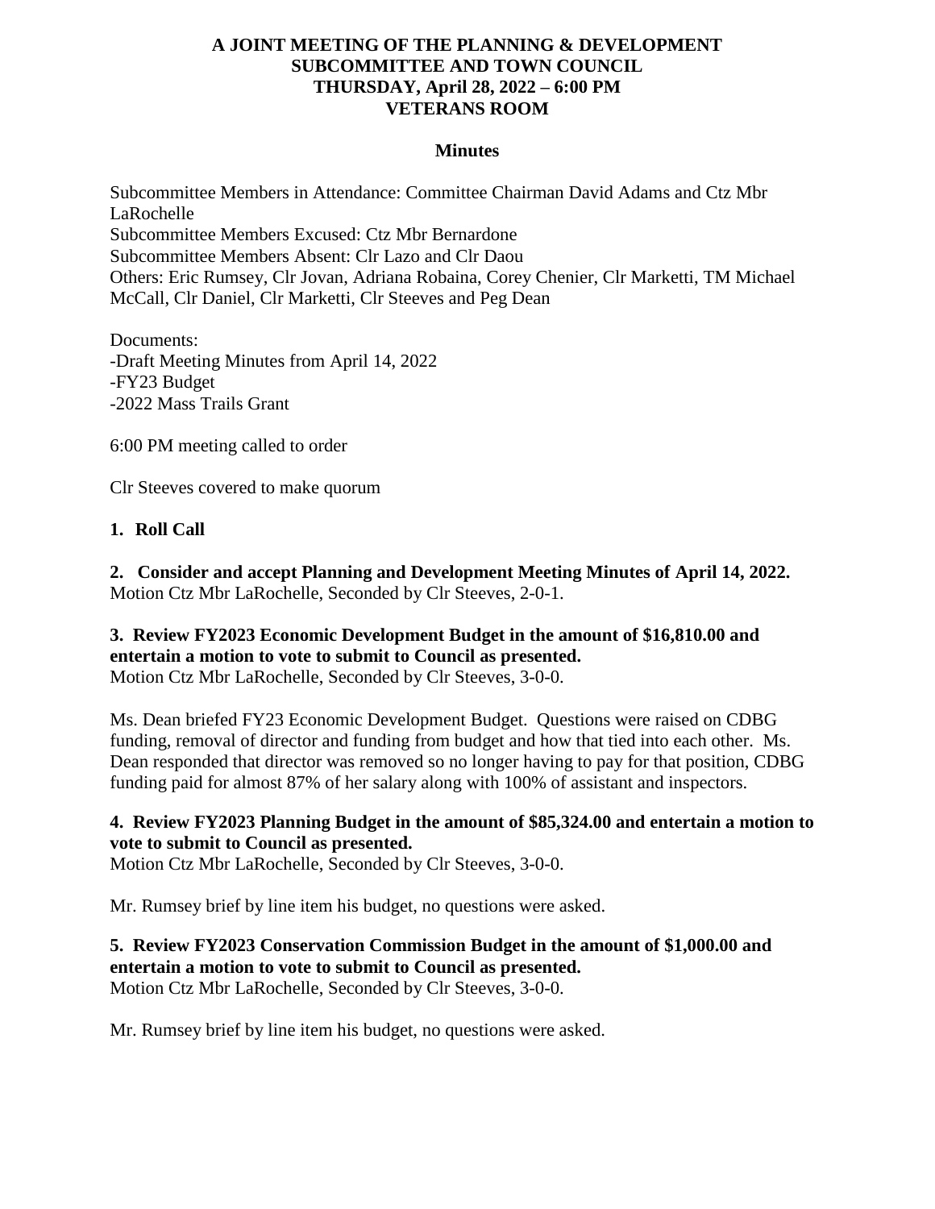# A JOINT MEETING OF THE PLANNING & DEVELOPMENT SUBCOMMITTEE AND TOWN COUNCIL
## THURSDAY, April 28, 2022 – 6:00 PM
## VETERANS ROOM

### Minutes

Subcommittee Members in Attendance: Committee Chairman David Adams and Ctz Mbr LaRochelle
Subcommittee Members Excused: Ctz Mbr Bernardone
Subcommittee Members Absent: Clr Lazo and Clr Daou
Others: Eric Rumsey, Clr Jovan, Adriana Robaina, Corey Chenier, Clr Marketti, TM Michael McCall, Clr Daniel, Clr Marketti, Clr Steeves and Peg Dean

Documents:
-Draft Meeting Minutes from April 14, 2022
-FY23 Budget
-2022 Mass Trails Grant

6:00 PM meeting called to order

Clr Steeves covered to make quorum

**1. Roll Call**

**2. Consider and accept Planning and Development Meeting Minutes of April 14, 2022.**
Motion Ctz Mbr LaRochelle, Seconded by Clr Steeves, 2-0-1.

**3. Review FY2023 Economic Development Budget in the amount of $16,810.00 and entertain a motion to vote to submit to Council as presented.**
Motion Ctz Mbr LaRochelle, Seconded by Clr Steeves, 3-0-0.

Ms. Dean briefed FY23 Economic Development Budget. Questions were raised on CDBG funding, removal of director and funding from budget and how that tied into each other. Ms. Dean responded that director was removed so no longer having to pay for that position, CDBG funding paid for almost 87% of her salary along with 100% of assistant and inspectors.

**4. Review FY2023 Planning Budget in the amount of $85,324.00 and entertain a motion to vote to submit to Council as presented.**
Motion Ctz Mbr LaRochelle, Seconded by Clr Steeves, 3-0-0.

Mr. Rumsey brief by line item his budget, no questions were asked.

**5. Review FY2023 Conservation Commission Budget in the amount of $1,000.00 and entertain a motion to vote to submit to Council as presented.**
Motion Ctz Mbr LaRochelle, Seconded by Clr Steeves, 3-0-0.

Mr. Rumsey brief by line item his budget, no questions were asked.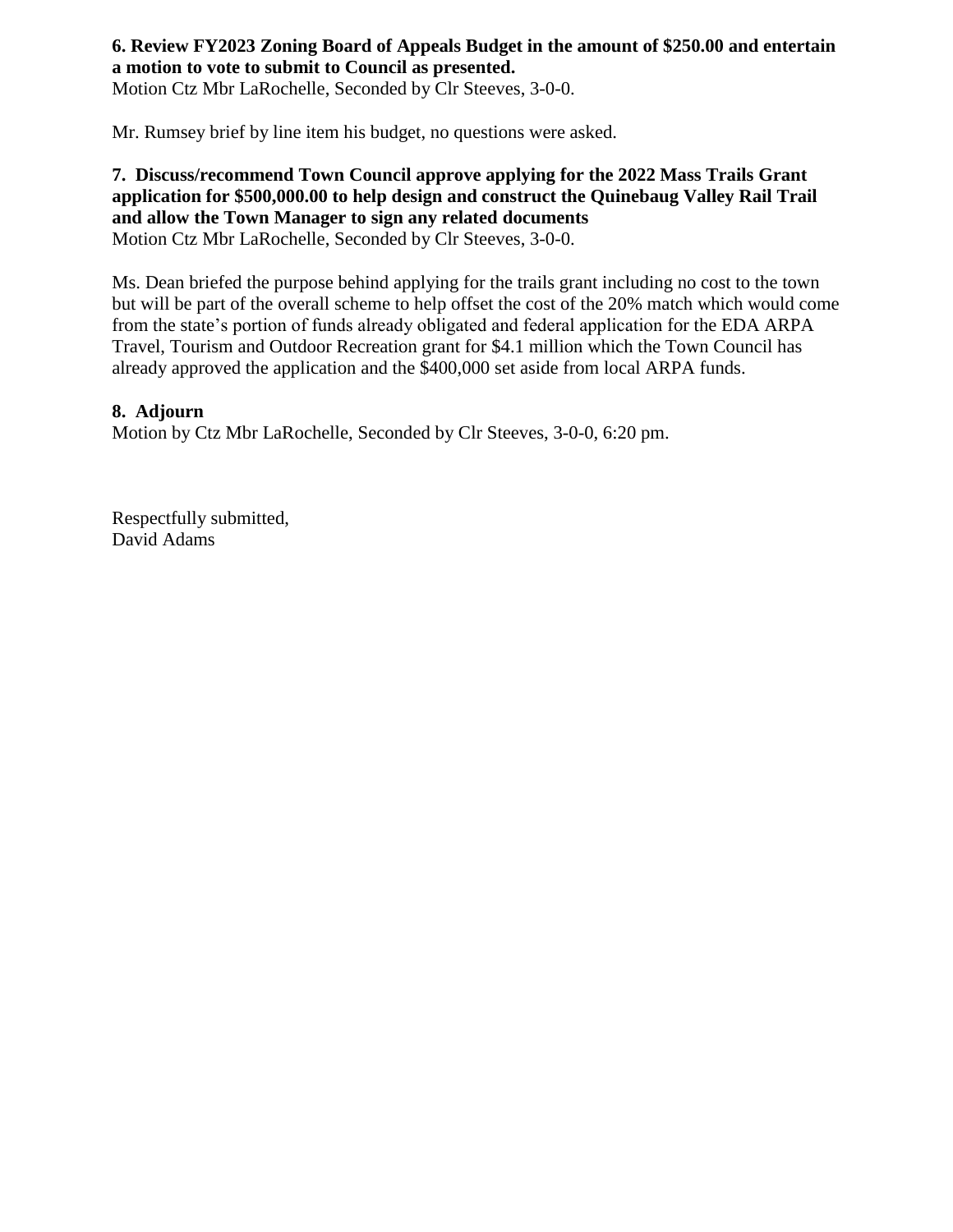**6. Review FY2023 Zoning Board of Appeals Budget in the amount of $250.00 and entertain a motion to vote to submit to Council as presented.**
Motion Ctz Mbr LaRochelle, Seconded by Clr Steeves, 3-0-0.

Mr. Rumsey brief by line item his budget, no questions were asked.

**7. Discuss/recommend Town Council approve applying for the 2022 Mass Trails Grant application for $500,000.00 to help design and construct the Quinebaug Valley Rail Trail and allow the Town Manager to sign any related documents**
Motion Ctz Mbr LaRochelle, Seconded by Clr Steeves, 3-0-0.

Ms. Dean briefed the purpose behind applying for the trails grant including no cost to the town but will be part of the overall scheme to help offset the cost of the 20% match which would come from the state's portion of funds already obligated and federal application for the EDA ARPA Travel, Tourism and Outdoor Recreation grant for $4.1 million which the Town Council has already approved the application and the $400,000 set aside from local ARPA funds.

**8. Adjourn**
Motion by Ctz Mbr LaRochelle, Seconded by Clr Steeves, 3-0-0, 6:20 pm.

Respectfully submitted,
David Adams